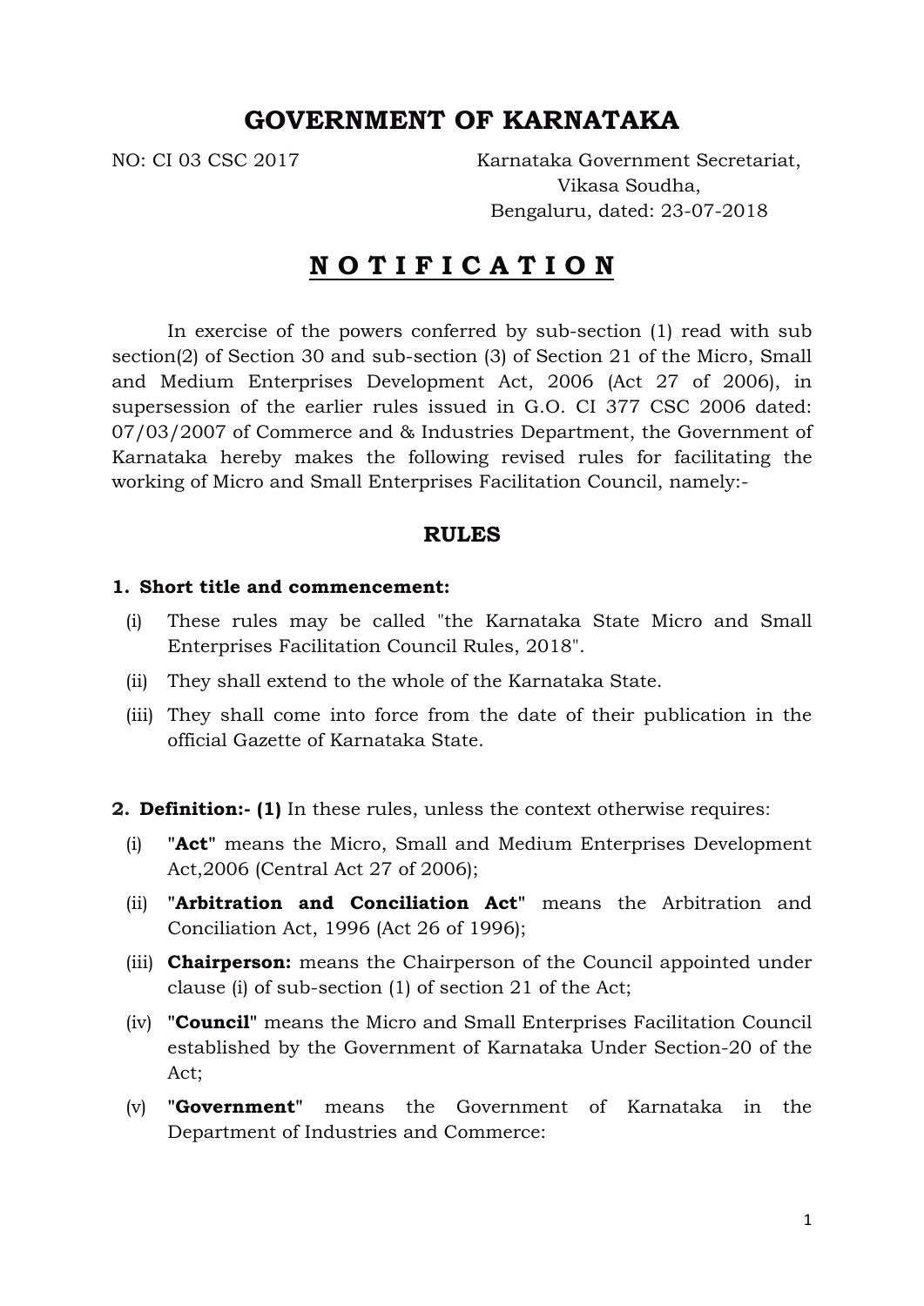# GOVERNMENT OF KARNATAKA

NO: CI 03 CSC 2017

Karnataka Government Secretariat,
Vikasa Soudha,
Bengaluru, dated: 23-07-2018

## N O T I F I C A T I O N

In exercise of the powers conferred by sub-section (1) read with sub section(2) of Section 30 and sub-section (3) of Section 21 of the Micro, Small and Medium Enterprises Development Act, 2006 (Act 27 of 2006), in supersession of the earlier rules issued in G.O. CI 377 CSC 2006 dated: 07/03/2007 of Commerce and & Industries Department, the Government of Karnataka hereby makes the following revised rules for facilitating the working of Micro and Small Enterprises Facilitation Council, namely:-

### RULES

**1. Short title and commencement:**

(i) These rules may be called "the Karnataka State Micro and Small Enterprises Facilitation Council Rules, 2018".

(ii) They shall extend to the whole of the Karnataka State.

(iii) They shall come into force from the date of their publication in the official Gazette of Karnataka State.

**2. Definition:- (1)** In these rules, unless the context otherwise requires:

(i) "**Act**" means the Micro, Small and Medium Enterprises Development Act,2006 (Central Act 27 of 2006);

(ii) "**Arbitration and Conciliation Act**" means the Arbitration and Conciliation Act, 1996 (Act 26 of 1996);

(iii) **Chairperson:** means the Chairperson of the Council appointed under clause (i) of sub-section (1) of section 21 of the Act;

(iv) "**Council**" means the Micro and Small Enterprises Facilitation Council established by the Government of Karnataka Under Section-20 of the Act;

(v) "**Government**" means the Government of Karnataka in the Department of Industries and Commerce: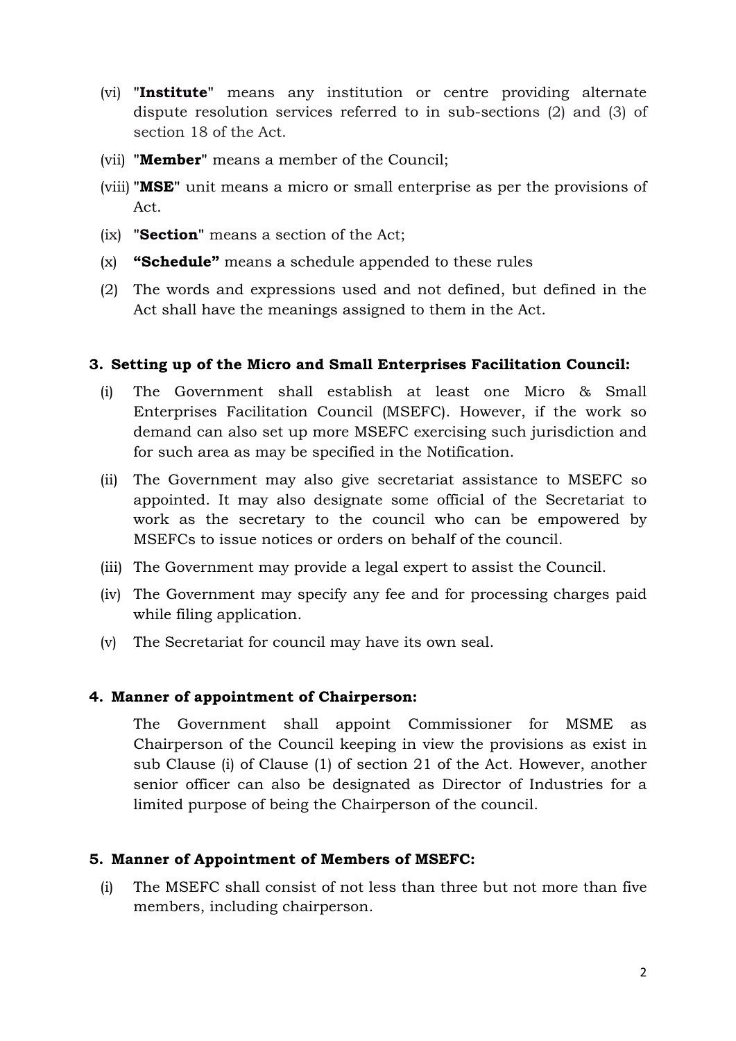(vi) "**Institute**" means any institution or centre providing alternate dispute resolution services referred to in sub-sections (2) and (3) of section 18 of the Act.

(vii) "**Member**" means a member of the Council;

(viii) "**MSE**" unit means a micro or small enterprise as per the provisions of Act.

(ix) "**Section**" means a section of the Act;

(x) **"Schedule"** means a schedule appended to these rules

(2) The words and expressions used and not defined, but defined in the Act shall have the meanings assigned to them in the Act.

### 3. Setting up of the Micro and Small Enterprises Facilitation Council:

(i) The Government shall establish at least one Micro & Small Enterprises Facilitation Council (MSEFC). However, if the work so demand can also set up more MSEFC exercising such jurisdiction and for such area as may be specified in the Notification.

(ii) The Government may also give secretariat assistance to MSEFC so appointed. It may also designate some official of the Secretariat to work as the secretary to the council who can be empowered by MSEFCs to issue notices or orders on behalf of the council.

(iii) The Government may provide a legal expert to assist the Council.

(iv) The Government may specify any fee and for processing charges paid while filing application.

(v) The Secretariat for council may have its own seal.

### 4. Manner of appointment of Chairperson:

The Government shall appoint Commissioner for MSME as Chairperson of the Council keeping in view the provisions as exist in sub Clause (i) of Clause (1) of section 21 of the Act. However, another senior officer can also be designated as Director of Industries for a limited purpose of being the Chairperson of the council.

### 5. Manner of Appointment of Members of MSEFC:

(i) The MSEFC shall consist of not less than three but not more than five members, including chairperson.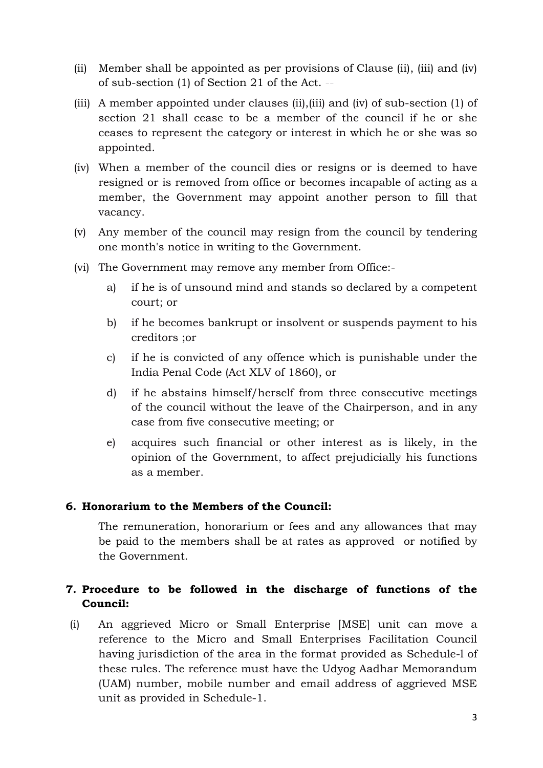(ii) Member shall be appointed as per provisions of Clause (ii), (iii) and (iv) of sub-section (1) of Section 21 of the Act.

(iii) A member appointed under clauses (ii),(iii) and (iv) of sub-section (1) of section 21 shall cease to be a member of the council if he or she ceases to represent the category or interest in which he or she was so appointed.

(iv) When a member of the council dies or resigns or is deemed to have resigned or is removed from office or becomes incapable of acting as a member, the Government may appoint another person to fill that vacancy.

(v) Any member of the council may resign from the council by tendering one month's notice in writing to the Government.

(vi) The Government may remove any member from Office:-

  a) if he is of unsound mind and stands so declared by a competent court; or

  b) if he becomes bankrupt or insolvent or suspends payment to his creditors ;or

  c) if he is convicted of any offence which is punishable under the India Penal Code (Act XLV of 1860), or

  d) if he abstains himself/herself from three consecutive meetings of the council without the leave of the Chairperson, and in any case from five consecutive meeting; or

  e) acquires such financial or other interest as is likely, in the opinion of the Government, to affect prejudicially his functions as a member.

**6. Honorarium to the Members of the Council:**

The remuneration, honorarium or fees and any allowances that may be paid to the members shall be at rates as approved or notified by the Government.

**7. Procedure to be followed in the discharge of functions of the Council:**

(i) An aggrieved Micro or Small Enterprise [MSE] unit can move a reference to the Micro and Small Enterprises Facilitation Council having jurisdiction of the area in the format provided as Schedule-l of these rules. The reference must have the Udyog Aadhar Memorandum (UAM) number, mobile number and email address of aggrieved MSE unit as provided in Schedule-1.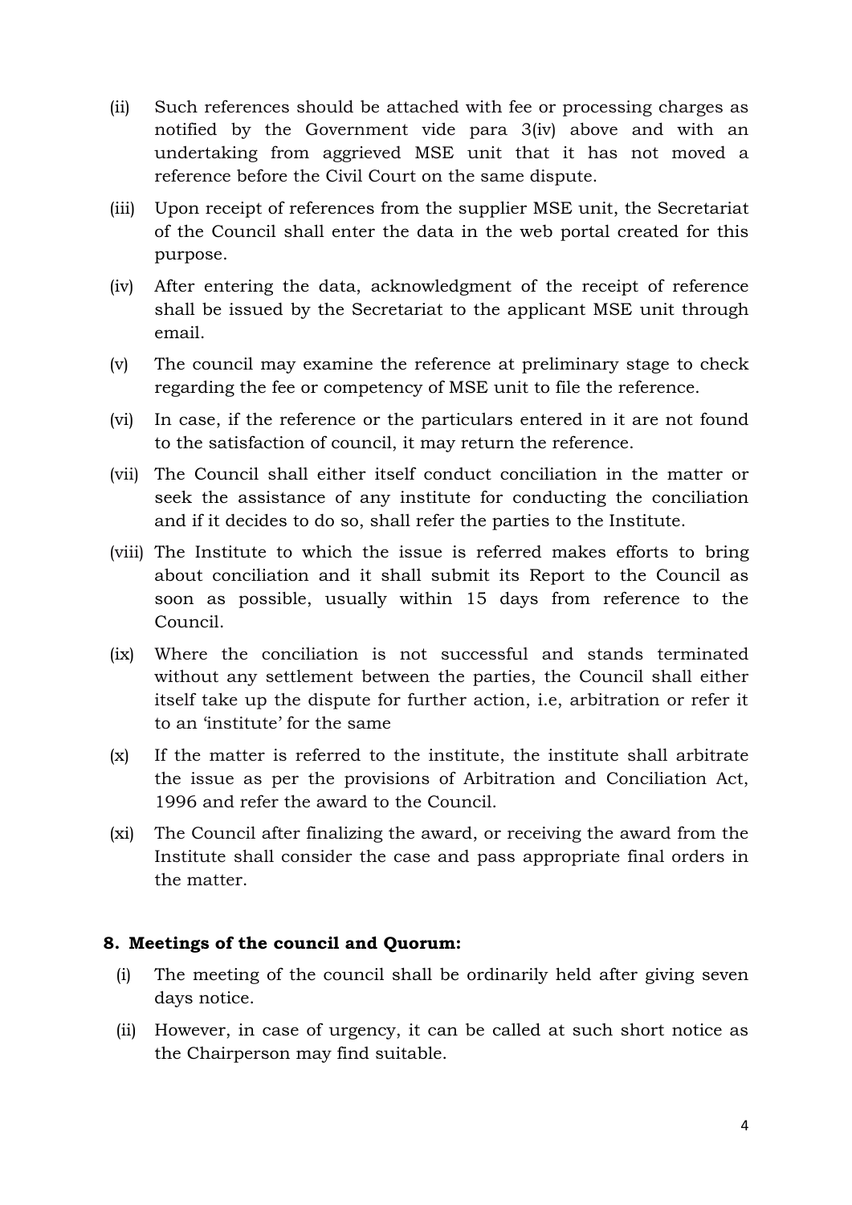(ii) Such references should be attached with fee or processing charges as notified by the Government vide para 3(iv) above and with an undertaking from aggrieved MSE unit that it has not moved a reference before the Civil Court on the same dispute.

(iii) Upon receipt of references from the supplier MSE unit, the Secretariat of the Council shall enter the data in the web portal created for this purpose.

(iv) After entering the data, acknowledgment of the receipt of reference shall be issued by the Secretariat to the applicant MSE unit through email.

(v) The council may examine the reference at preliminary stage to check regarding the fee or competency of MSE unit to file the reference.

(vi) In case, if the reference or the particulars entered in it are not found to the satisfaction of council, it may return the reference.

(vii) The Council shall either itself conduct conciliation in the matter or seek the assistance of any institute for conducting the conciliation and if it decides to do so, shall refer the parties to the Institute.

(viii) The Institute to which the issue is referred makes efforts to bring about conciliation and it shall submit its Report to the Council as soon as possible, usually within 15 days from reference to the Council.

(ix) Where the conciliation is not successful and stands terminated without any settlement between the parties, the Council shall either itself take up the dispute for further action, i.e, arbitration or refer it to an 'institute' for the same

(x) If the matter is referred to the institute, the institute shall arbitrate the issue as per the provisions of Arbitration and Conciliation Act, 1996 and refer the award to the Council.

(xi) The Council after finalizing the award, or receiving the award from the Institute shall consider the case and pass appropriate final orders in the matter.

## 8. Meetings of the council and Quorum:

(i) The meeting of the council shall be ordinarily held after giving seven days notice.

(ii) However, in case of urgency, it can be called at such short notice as the Chairperson may find suitable.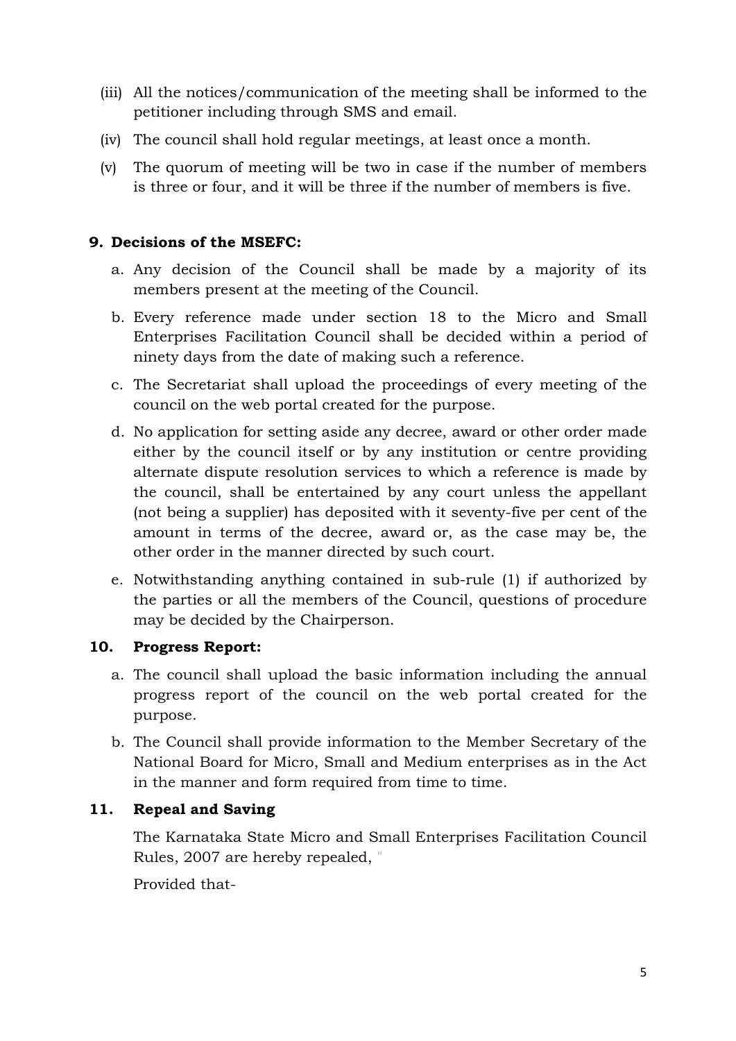(iii) All the notices/communication of the meeting shall be informed to the petitioner including through SMS and email.

(iv) The council shall hold regular meetings, at least once a month.

(v) The quorum of meeting will be two in case if the number of members is three or four, and it will be three if the number of members is five.

**9. Decisions of the MSEFC:**

a. Any decision of the Council shall be made by a majority of its members present at the meeting of the Council.

b. Every reference made under section 18 to the Micro and Small Enterprises Facilitation Council shall be decided within a period of ninety days from the date of making such a reference.

c. The Secretariat shall upload the proceedings of every meeting of the council on the web portal created for the purpose.

d. No application for setting aside any decree, award or other order made either by the council itself or by any institution or centre providing alternate dispute resolution services to which a reference is made by the council, shall be entertained by any court unless the appellant (not being a supplier) has deposited with it seventy-five per cent of the amount in terms of the decree, award or, as the case may be, the other order in the manner directed by such court.

e. Notwithstanding anything contained in sub-rule (1) if authorized by the parties or all the members of the Council, questions of procedure may be decided by the Chairperson.

**10. Progress Report:**

a. The council shall upload the basic information including the annual progress report of the council on the web portal created for the purpose.

b. The Council shall provide information to the Member Secretary of the National Board for Micro, Small and Medium enterprises as in the Act in the manner and form required from time to time.

**11. Repeal and Saving**

The Karnataka State Micro and Small Enterprises Facilitation Council Rules, 2007 are hereby repealed, "

Provided that-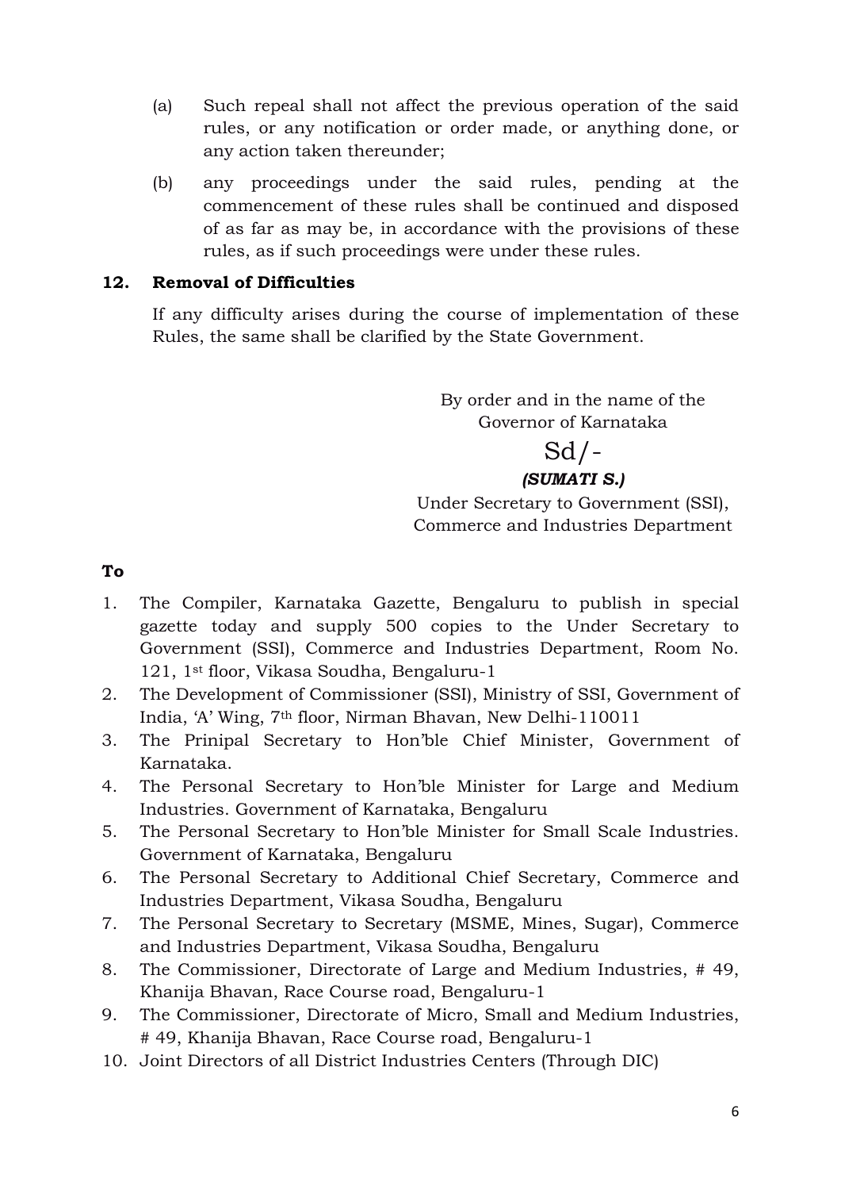(a) Such repeal shall not affect the previous operation of the said rules, or any notification or order made, or anything done, or any action taken thereunder;

(b) any proceedings under the said rules, pending at the commencement of these rules shall be continued and disposed of as far as may be, in accordance with the provisions of these rules, as if such proceedings were under these rules.

**12. Removal of Difficulties**

If any difficulty arises during the course of implementation of these Rules, the same shall be clarified by the State Government.

By order and in the name of the
Governor of Karnataka

Sd/-

***(SUMATI S.)***

Under Secretary to Government (SSI),
Commerce and Industries Department

**To**

1. The Compiler, Karnataka Gazette, Bengaluru to publish in special gazette today and supply 500 copies to the Under Secretary to Government (SSI), Commerce and Industries Department, Room No. 121, 1st floor, Vikasa Soudha, Bengaluru-1
2. The Development of Commissioner (SSI), Ministry of SSI, Government of India, 'A' Wing, 7th floor, Nirman Bhavan, New Delhi-110011
3. The Prinipal Secretary to Hon'ble Chief Minister, Government of Karnataka.
4. The Personal Secretary to Hon'ble Minister for Large and Medium Industries. Government of Karnataka, Bengaluru
5. The Personal Secretary to Hon'ble Minister for Small Scale Industries. Government of Karnataka, Bengaluru
6. The Personal Secretary to Additional Chief Secretary, Commerce and Industries Department, Vikasa Soudha, Bengaluru
7. The Personal Secretary to Secretary (MSME, Mines, Sugar), Commerce and Industries Department, Vikasa Soudha, Bengaluru
8. The Commissioner, Directorate of Large and Medium Industries, # 49, Khanija Bhavan, Race Course road, Bengaluru-1
9. The Commissioner, Directorate of Micro, Small and Medium Industries, # 49, Khanija Bhavan, Race Course road, Bengaluru-1
10. Joint Directors of all District Industries Centers (Through DIC)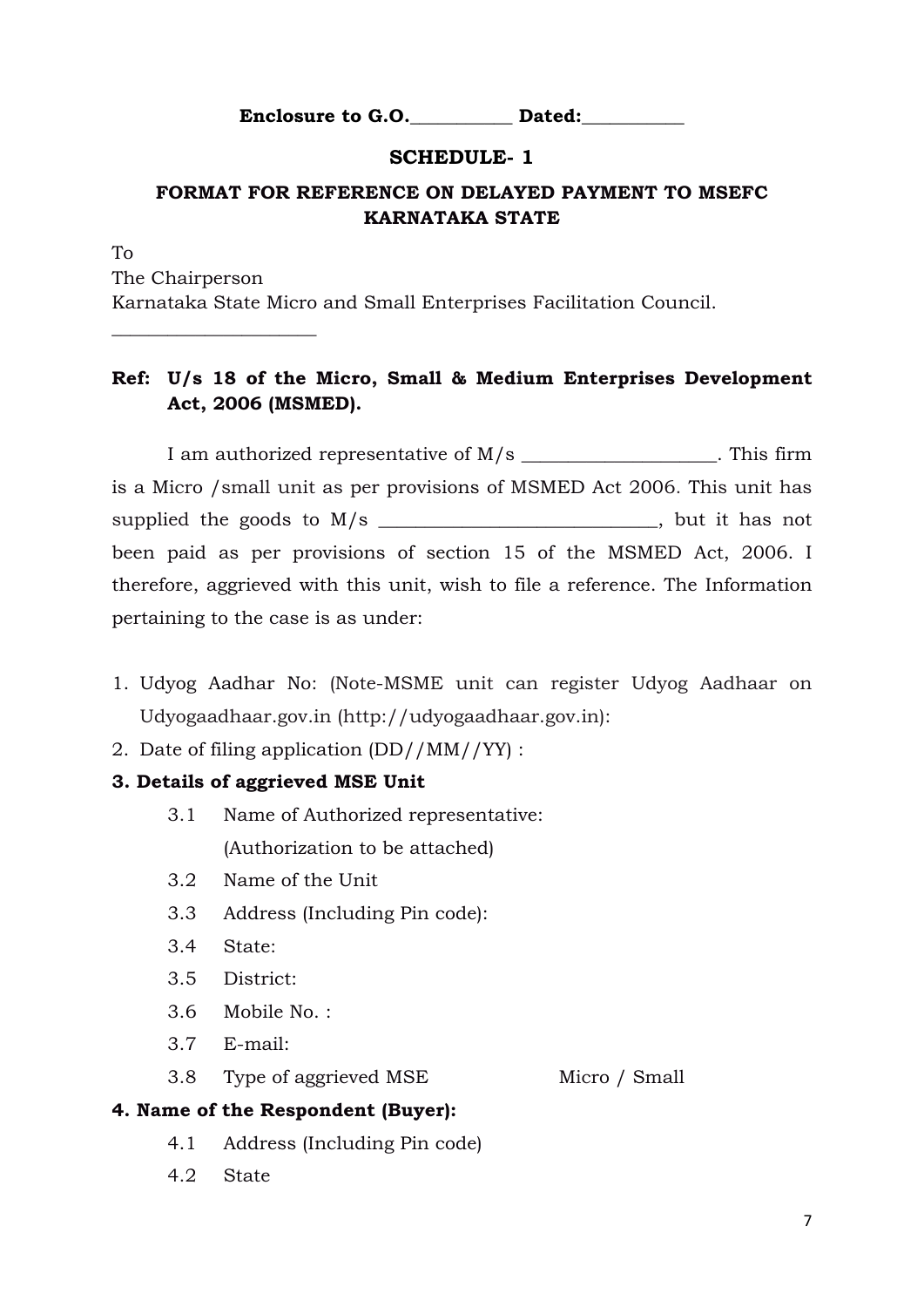**Enclosure to G.O.___________ Dated:___________**

## SCHEDULE- 1

### FORMAT FOR REFERENCE ON DELAYED PAYMENT TO MSEFC KARNATAKA STATE

To
The Chairperson
Karnataka State Micro and Small Enterprises Facilitation Council.
_____________________

**Ref: U/s 18 of the Micro, Small & Medium Enterprises Development Act, 2006 (MSMED).**

I am authorized representative of M/s ____________________. This firm is a Micro /small unit as per provisions of MSMED Act 2006. This unit has supplied the goods to M/s _____________________________, but it has not been paid as per provisions of section 15 of the MSMED Act, 2006. I therefore, aggrieved with this unit, wish to file a reference. The Information pertaining to the case is as under:

1. Udyog Aadhar No: (Note-MSME unit can register Udyog Aadhaar on Udyogaadhaar.gov.in (http://udyogaadhaar.gov.in):
2. Date of filing application (DD//MM//YY) :

**3. Details of aggrieved MSE Unit**

- 3.1 Name of Authorized representative:
  (Authorization to be attached)
- 3.2 Name of the Unit
- 3.3 Address (Including Pin code):
- 3.4 State:
- 3.5 District:
- 3.6 Mobile No. :
- 3.7 E-mail:
- 3.8 Type of aggrieved MSE Micro / Small

**4. Name of the Respondent (Buyer):**

- 4.1 Address (Including Pin code)
- 4.2 State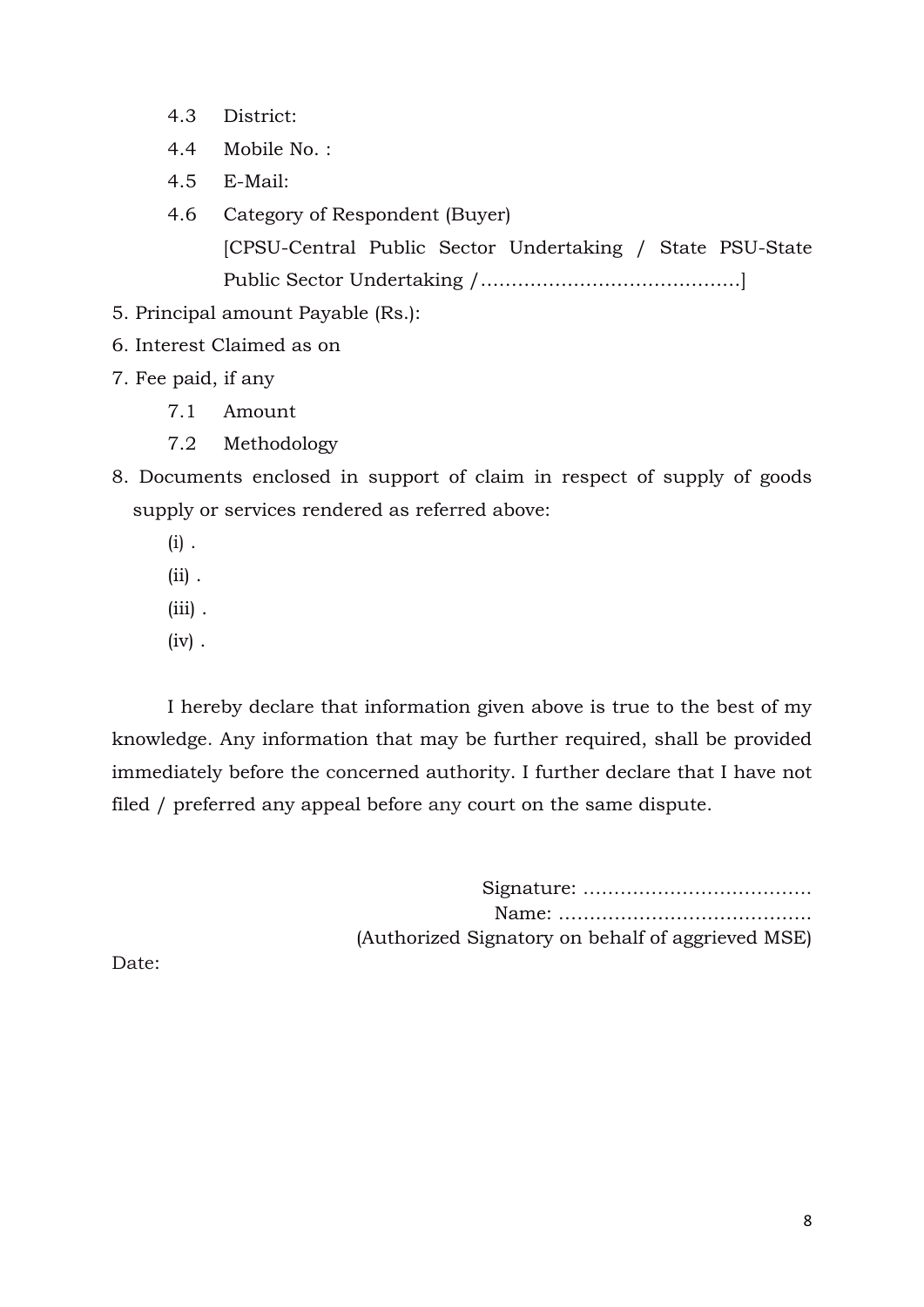- 4.3 District:
- 4.4 Mobile No. :
- 4.5 E-Mail:
- 4.6 Category of Respondent (Buyer)
  [CPSU-Central Public Sector Undertaking / State PSU-State Public Sector Undertaking /……………………………………]

5. Principal amount Payable (Rs.):
6. Interest Claimed as on
7. Fee paid, if any
   - 7.1 Amount
   - 7.2 Methodology
8. Documents enclosed in support of claim in respect of supply of goods supply or services rendered as referred above:
   - (i) .
   - (ii) .
   - (iii) .
   - (iv) .

I hereby declare that information given above is true to the best of my knowledge. Any information that may be further required, shall be provided immediately before the concerned authority. I further declare that I have not filed / preferred any appeal before any court on the same dispute.

Signature: ………………………………
Name: …………………………………
(Authorized Signatory on behalf of aggrieved MSE)

Date: